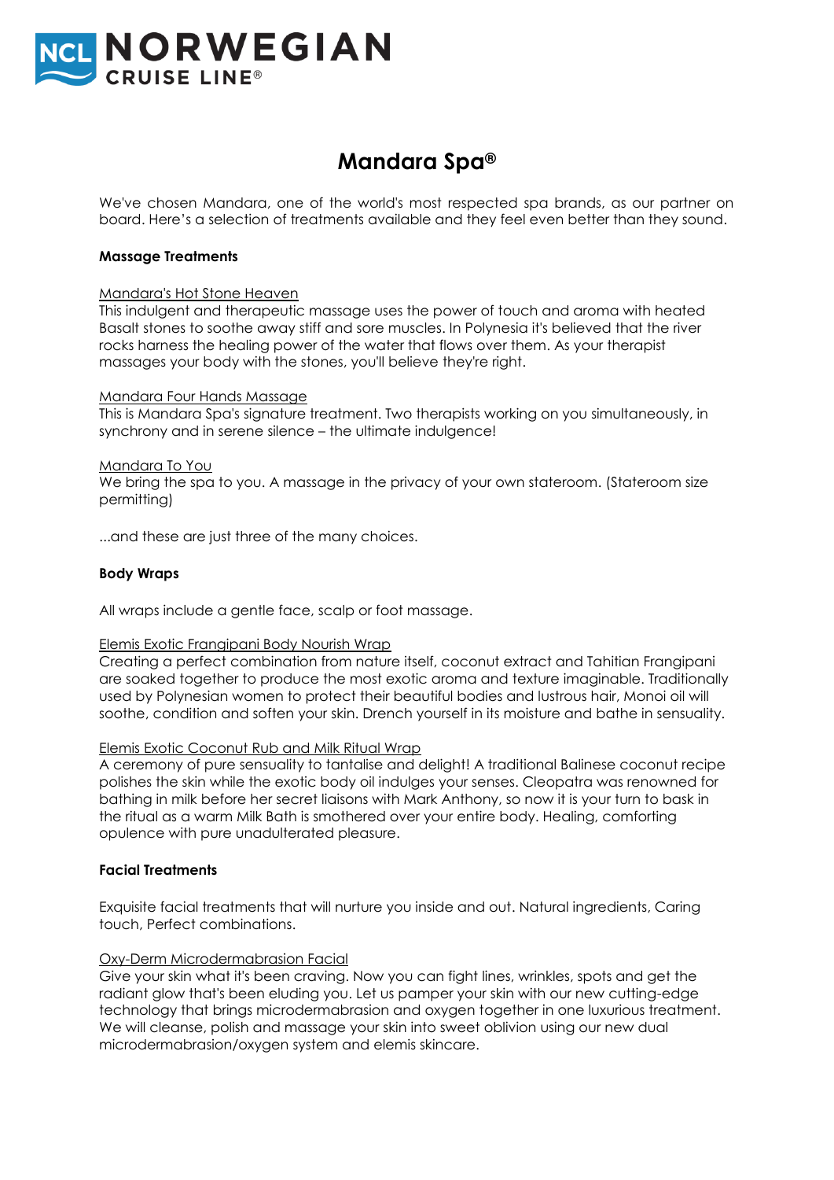NCL NORWEGIAN CRUISE LINE®

# Mandara Spa®

We've chosen Mandara, one of the world's most respected spa brands, as our partner on board. Here's a selection of treatments available and they feel even better than they sound.

**Massage Treatments**

Mandara's Hot Stone Heaven
This indulgent and therapeutic massage uses the power of touch and aroma with heated Basalt stones to soothe away stiff and sore muscles. In Polynesia it's believed that the river rocks harness the healing power of the water that flows over them. As your therapist massages your body with the stones, you'll believe they're right.

Mandara Four Hands Massage
This is Mandara Spa's signature treatment. Two therapists working on you simultaneously, in synchrony and in serene silence – the ultimate indulgence!

Mandara To You
We bring the spa to you. A massage in the privacy of your own stateroom. (Stateroom size permitting)

...and these are just three of the many choices.

**Body Wraps**

All wraps include a gentle face, scalp or foot massage.

Elemis Exotic Frangipani Body Nourish Wrap
Creating a perfect combination from nature itself, coconut extract and Tahitian Frangipani are soaked together to produce the most exotic aroma and texture imaginable. Traditionally used by Polynesian women to protect their beautiful bodies and lustrous hair, Monoi oil will soothe, condition and soften your skin. Drench yourself in its moisture and bathe in sensuality.

Elemis Exotic Coconut Rub and Milk Ritual Wrap
A ceremony of pure sensuality to tantalise and delight! A traditional Balinese coconut recipe polishes the skin while the exotic body oil indulges your senses. Cleopatra was renowned for bathing in milk before her secret liaisons with Mark Anthony, so now it is your turn to bask in the ritual as a warm Milk Bath is smothered over your entire body. Healing, comforting opulence with pure unadulterated pleasure.

**Facial Treatments**

Exquisite facial treatments that will nurture you inside and out. Natural ingredients, Caring touch, Perfect combinations.

Oxy-Derm Microdermabrasion Facial
Give your skin what it's been craving. Now you can fight lines, wrinkles, spots and get the radiant glow that's been eluding you. Let us pamper your skin with our new cutting-edge technology that brings microdermabrasion and oxygen together in one luxurious treatment. We will cleanse, polish and massage your skin into sweet oblivion using our new dual microdermabrasion/oxygen system and elemis skincare.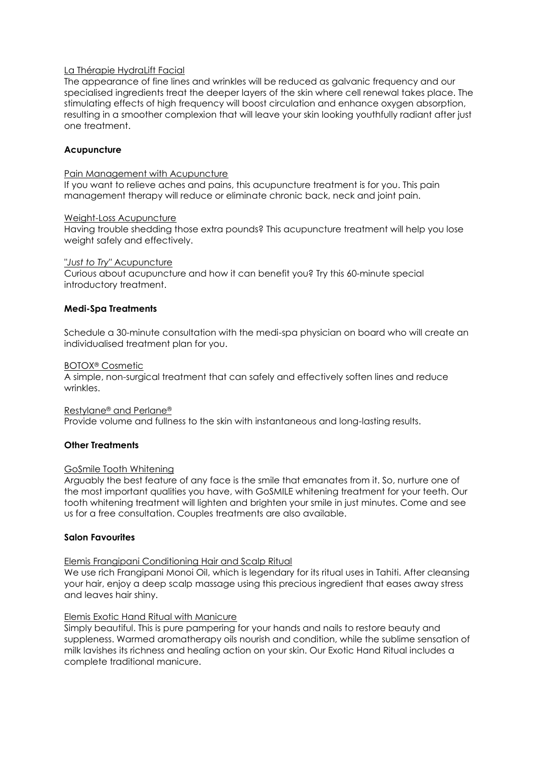La Thérapie HydraLift Facial

The appearance of fine lines and wrinkles will be reduced as galvanic frequency and our specialised ingredients treat the deeper layers of the skin where cell renewal takes place. The stimulating effects of high frequency will boost circulation and enhance oxygen absorption, resulting in a smoother complexion that will leave your skin looking youthfully radiant after just one treatment.

**Acupuncture**

Pain Management with Acupuncture

If you want to relieve aches and pains, this acupuncture treatment is for you. This pain management therapy will reduce or eliminate chronic back, neck and joint pain.

Weight-Loss Acupuncture

Having trouble shedding those extra pounds? This acupuncture treatment will help you lose weight safely and effectively.

"*Just to Try*" Acupuncture

Curious about acupuncture and how it can benefit you? Try this 60-minute special introductory treatment.

**Medi-Spa Treatments**

Schedule a 30-minute consultation with the medi-spa physician on board who will create an individualised treatment plan for you.

BOTOX® Cosmetic

A simple, non-surgical treatment that can safely and effectively soften lines and reduce wrinkles.

Restylane® and Perlane®

Provide volume and fullness to the skin with instantaneous and long-lasting results.

**Other Treatments**

GoSmile Tooth Whitening

Arguably the best feature of any face is the smile that emanates from it. So, nurture one of the most important qualities you have, with GoSMILE whitening treatment for your teeth. Our tooth whitening treatment will lighten and brighten your smile in just minutes. Come and see us for a free consultation. Couples treatments are also available.

**Salon Favourites**

Elemis Frangipani Conditioning Hair and Scalp Ritual

We use rich Frangipani Monoi Oil, which is legendary for its ritual uses in Tahiti. After cleansing your hair, enjoy a deep scalp massage using this precious ingredient that eases away stress and leaves hair shiny.

Elemis Exotic Hand Ritual with Manicure

Simply beautiful. This is pure pampering for your hands and nails to restore beauty and suppleness. Warmed aromatherapy oils nourish and condition, while the sublime sensation of milk lavishes its richness and healing action on your skin. Our Exotic Hand Ritual includes a complete traditional manicure.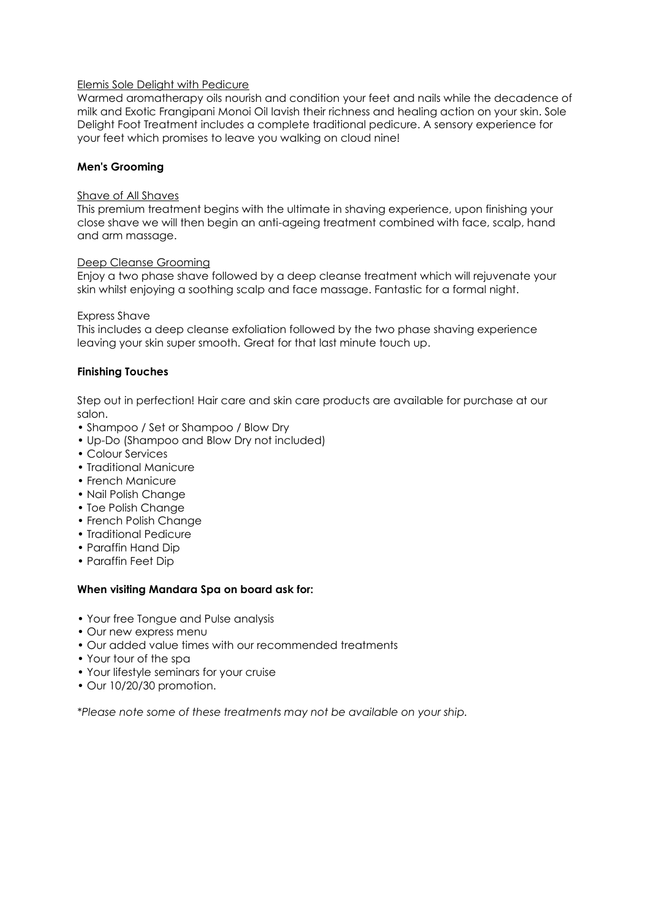Elemis Sole Delight with Pedicure
Warmed aromatherapy oils nourish and condition your feet and nails while the decadence of milk and Exotic Frangipani Monoi Oil lavish their richness and healing action on your skin. Sole Delight Foot Treatment includes a complete traditional pedicure. A sensory experience for your feet which promises to leave you walking on cloud nine!

**Men's Grooming**

Shave of All Shaves
This premium treatment begins with the ultimate in shaving experience, upon finishing your close shave we will then begin an anti-ageing treatment combined with face, scalp, hand and arm massage.

Deep Cleanse Grooming
Enjoy a two phase shave followed by a deep cleanse treatment which will rejuvenate your skin whilst enjoying a soothing scalp and face massage. Fantastic for a formal night.

Express Shave
This includes a deep cleanse exfoliation followed by the two phase shaving experience leaving your skin super smooth. Great for that last minute touch up.

**Finishing Touches**

Step out in perfection! Hair care and skin care products are available for purchase at our salon.

- Shampoo / Set or Shampoo / Blow Dry
- Up-Do (Shampoo and Blow Dry not included)
- Colour Services
- Traditional Manicure
- French Manicure
- Nail Polish Change
- Toe Polish Change
- French Polish Change
- Traditional Pedicure
- Paraffin Hand Dip
- Paraffin Feet Dip

**When visiting Mandara Spa on board ask for:**

- Your free Tongue and Pulse analysis
- Our new express menu
- Our added value times with our recommended treatments
- Your tour of the spa
- Your lifestyle seminars for your cruise
- Our 10/20/30 promotion.

*\*Please note some of these treatments may not be available on your ship.*